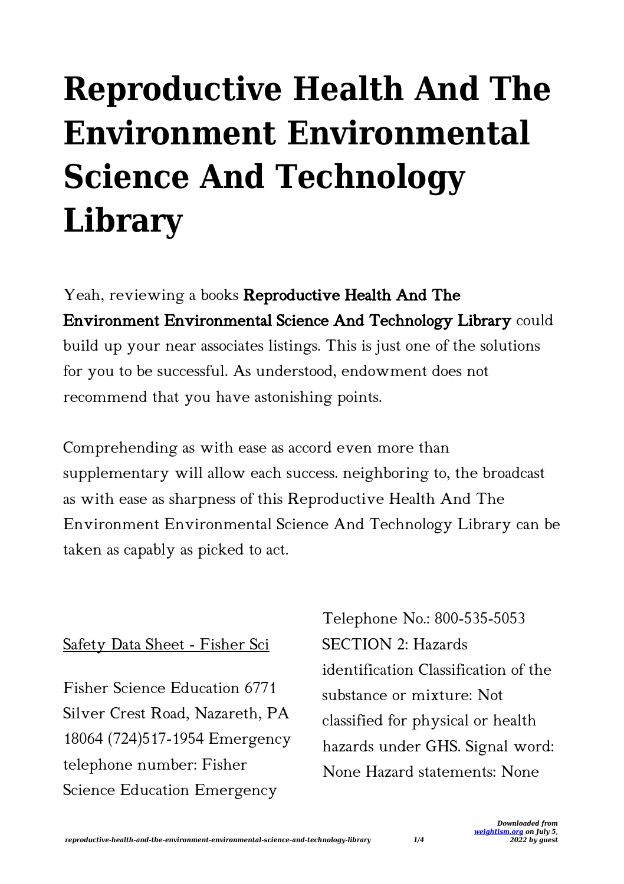# Reproductive Health And The Environment Environmental Science And Technology Library

Yeah, reviewing a books **Reproductive Health And The Environment Environmental Science And Technology Library** could build up your near associates listings. This is just one of the solutions for you to be successful. As understood, endowment does not recommend that you have astonishing points.

Comprehending as with ease as accord even more than supplementary will allow each success. neighboring to, the broadcast as with ease as sharpness of this Reproductive Health And The Environment Environmental Science And Technology Library can be taken as capably as picked to act.

Safety Data Sheet - Fisher Sci

Fisher Science Education 6771 Silver Crest Road, Nazareth, PA 18064 (724)517-1954 Emergency telephone number: Fisher Science Education Emergency Telephone No.: 800-535-5053 SECTION 2: Hazards identification Classification of the substance or mixture: Not classified for physical or health hazards under GHS. Signal word: None Hazard statements: None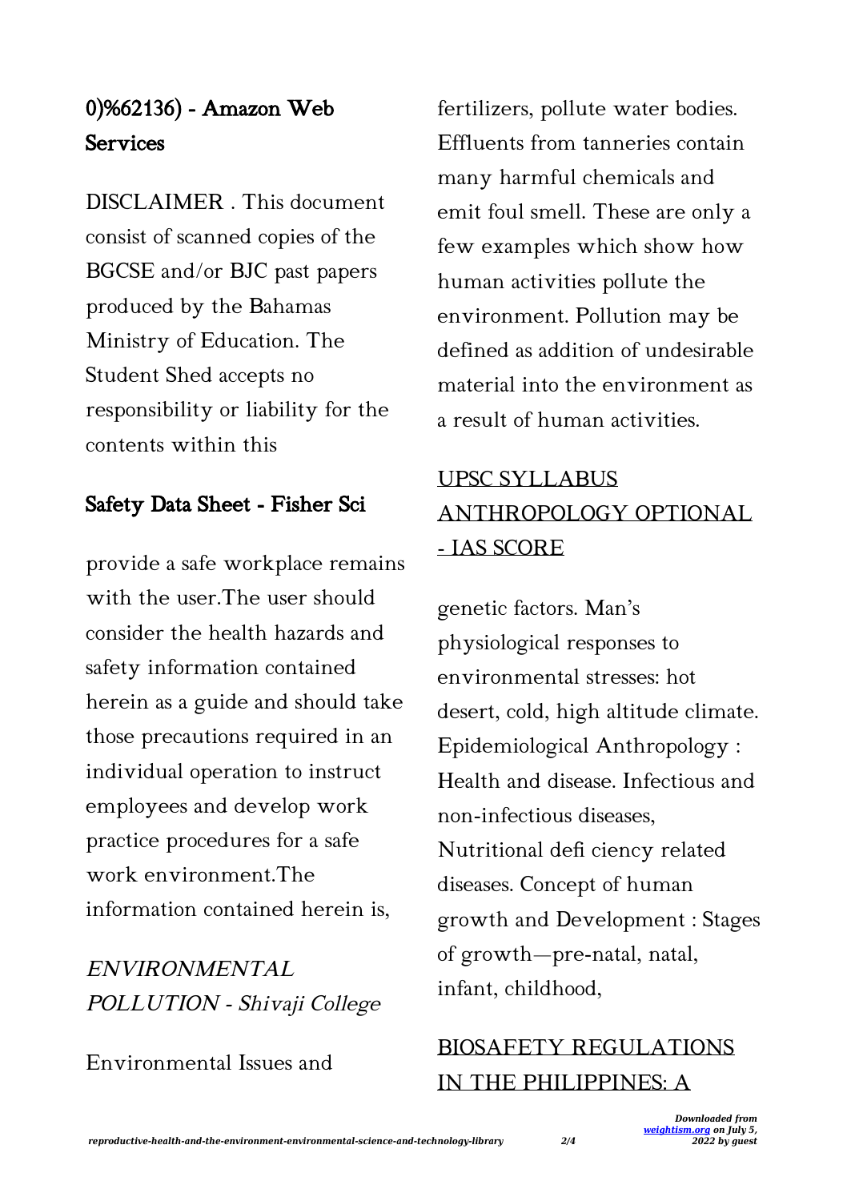## 0)%62136) - Amazon Web Services

DISCLAIMER . This document consist of scanned copies of the BGCSE and/or BJC past papers produced by the Bahamas Ministry of Education. The Student Shed accepts no responsibility or liability for the contents within this

## Safety Data Sheet - Fisher Sci

provide a safe workplace remains with the user.The user should consider the health hazards and safety information contained herein as a guide and should take those precautions required in an individual operation to instruct employees and develop work practice procedures for a safe work environment.The information contained herein is,

## *ENVIRONMENTAL POLLUTION - Shivaji College*

Environmental Issues and fertilizers, pollute water bodies. Effluents from tanneries contain many harmful chemicals and emit foul smell. These are only a few examples which show how human activities pollute the environment. Pollution may be defined as addition of undesirable material into the environment as a result of human activities.

## UPSC SYLLABUS ANTHROPOLOGY OPTIONAL - IAS SCORE

genetic factors. Man's physiological responses to environmental stresses: hot desert, cold, high altitude climate. Epidemiological Anthropology : Health and disease. Infectious and non-infectious diseases, Nutritional defi ciency related diseases. Concept of human growth and Development : Stages of growth—pre-natal, natal, infant, childhood,

## BIOSAFETY REGULATIONS IN THE PHILIPPINES: A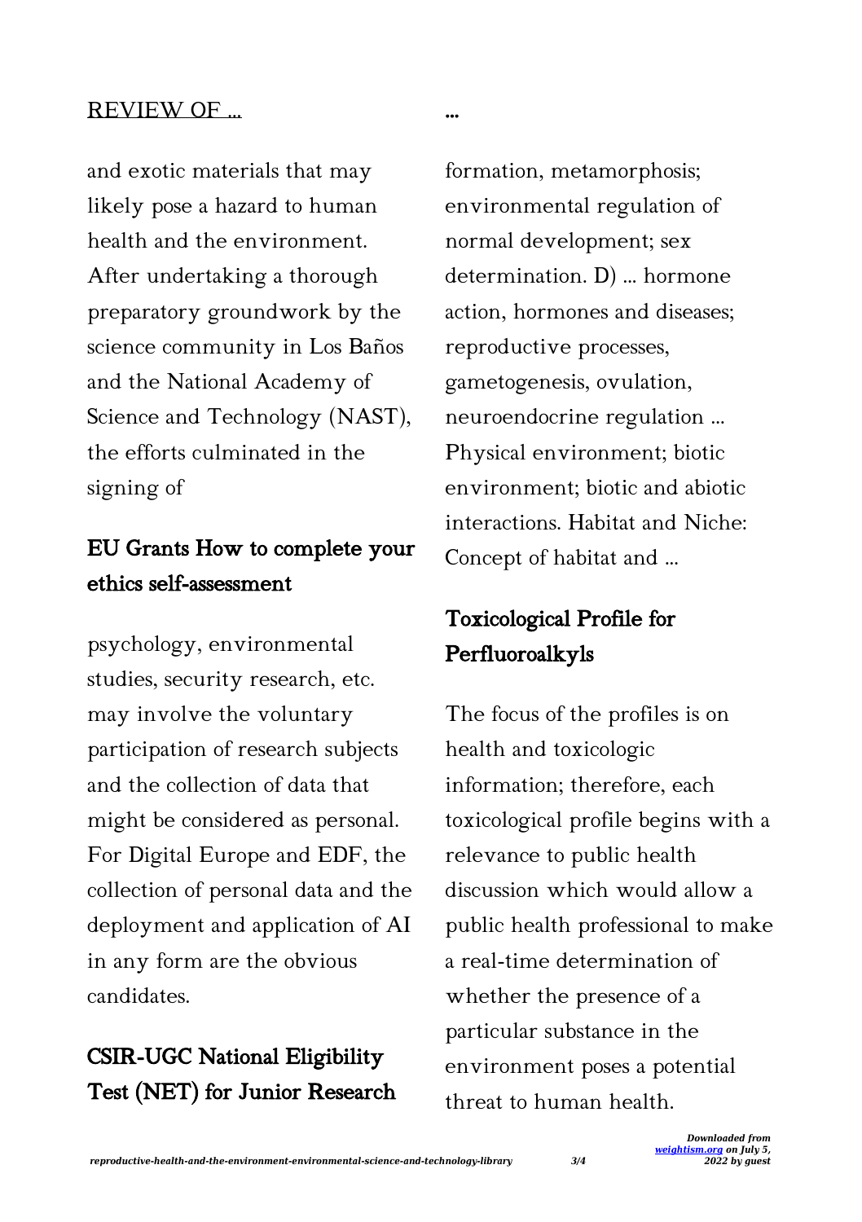## REVIEW OF ...

and exotic materials that may likely pose a hazard to human health and the environment. After undertaking a thorough preparatory groundwork by the science community in Los Baños and the National Academy of Science and Technology (NAST), the efforts culminated in the signing of

## EU Grants How to complete your ethics self-assessment

psychology, environmental studies, security research, etc. may involve the voluntary participation of research subjects and the collection of data that might be considered as personal. For Digital Europe and EDF, the collection of personal data and the deployment and application of AI in any form are the obvious candidates.

## CSIR-UGC National Eligibility Test (NET) for Junior Research ...

formation, metamorphosis; environmental regulation of normal development; sex determination. D) ... hormone action, hormones and diseases; reproductive processes, gametogenesis, ovulation, neuroendocrine regulation ... Physical environment; biotic environment; biotic and abiotic interactions. Habitat and Niche: Concept of habitat and ...

## Toxicological Profile for Perfluoroalkyls

The focus of the profiles is on health and toxicologic information; therefore, each toxicological profile begins with a relevance to public health discussion which would allow a public health professional to make a real-time determination of whether the presence of a particular substance in the environment poses a potential threat to human health.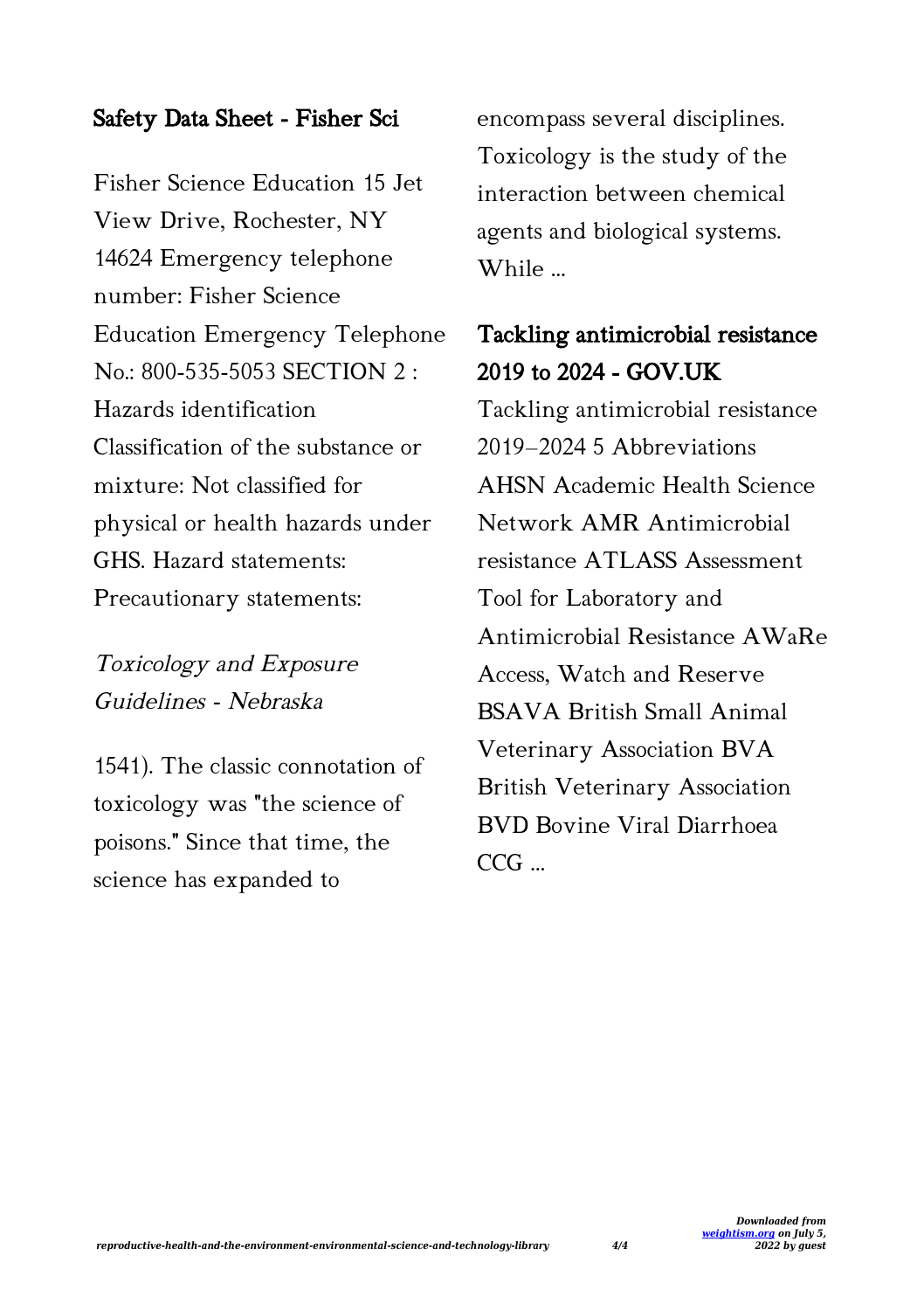## Safety Data Sheet - Fisher Sci

Fisher Science Education 15 Jet View Drive, Rochester, NY 14624 Emergency telephone number: Fisher Science Education Emergency Telephone No.: 800-535-5053 SECTION 2 : Hazards identification Classification of the substance or mixture: Not classified for physical or health hazards under GHS. Hazard statements: Precautionary statements:

*Toxicology and Exposure Guidelines - Nebraska*

1541). The classic connotation of toxicology was "the science of poisons." Since that time, the science has expanded to encompass several disciplines. Toxicology is the study of the interaction between chemical agents and biological systems. While ...

## Tackling antimicrobial resistance 2019 to 2024 - GOV.UK

Tackling antimicrobial resistance 2019–2024 5 Abbreviations AHSN Academic Health Science Network AMR Antimicrobial resistance ATLASS Assessment Tool for Laboratory and Antimicrobial Resistance AWaRe Access, Watch and Reserve BSAVA British Small Animal Veterinary Association BVA British Veterinary Association BVD Bovine Viral Diarrhoea CCG ...